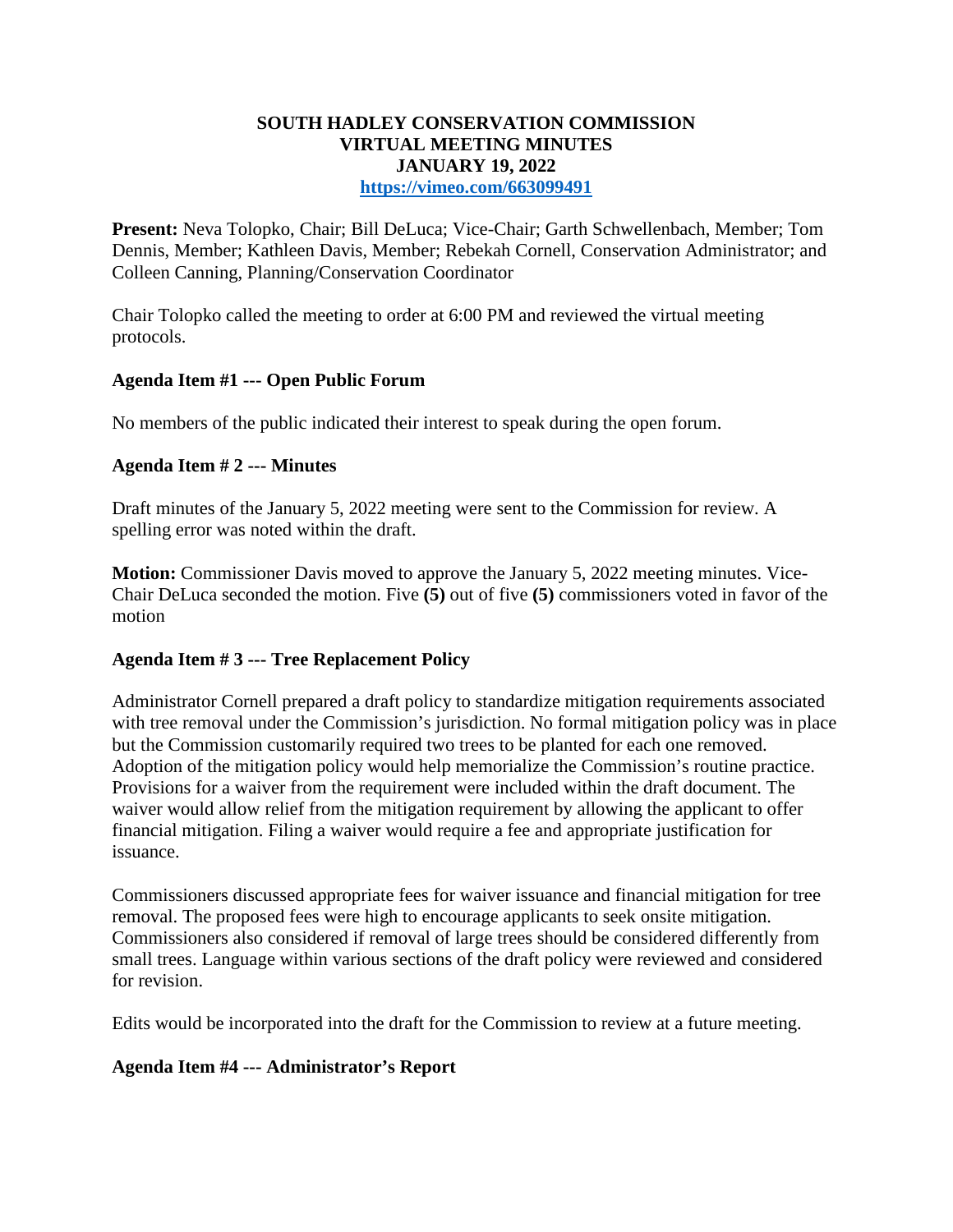# SOUTH HADLEY CONSERVATION COMMISSION
# VIRTUAL MEETING MINUTES
# JANUARY 19, 2022
**https://vimeo.com/663099491**

**Present:** Neva Tolopko, Chair; Bill DeLuca; Vice-Chair; Garth Schwellenbach, Member; Tom Dennis, Member; Kathleen Davis, Member; Rebekah Cornell, Conservation Administrator; and Colleen Canning, Planning/Conservation Coordinator

Chair Tolopko called the meeting to order at 6:00 PM and reviewed the virtual meeting protocols.

**Agenda Item #1 --- Open Public Forum**

No members of the public indicated their interest to speak during the open forum.

**Agenda Item # 2 --- Minutes**

Draft minutes of the January 5, 2022 meeting were sent to the Commission for review. A spelling error was noted within the draft.

**Motion:** Commissioner Davis moved to approve the January 5, 2022 meeting minutes. Vice-Chair DeLuca seconded the motion. Five **(5)** out of five **(5)** commissioners voted in favor of the motion

**Agenda Item # 3 --- Tree Replacement Policy**

Administrator Cornell prepared a draft policy to standardize mitigation requirements associated with tree removal under the Commission's jurisdiction. No formal mitigation policy was in place but the Commission customarily required two trees to be planted for each one removed. Adoption of the mitigation policy would help memorialize the Commission's routine practice. Provisions for a waiver from the requirement were included within the draft document. The waiver would allow relief from the mitigation requirement by allowing the applicant to offer financial mitigation. Filing a waiver would require a fee and appropriate justification for issuance.

Commissioners discussed appropriate fees for waiver issuance and financial mitigation for tree removal. The proposed fees were high to encourage applicants to seek onsite mitigation. Commissioners also considered if removal of large trees should be considered differently from small trees. Language within various sections of the draft policy were reviewed and considered for revision.

Edits would be incorporated into the draft for the Commission to review at a future meeting.

**Agenda Item #4 --- Administrator's Report**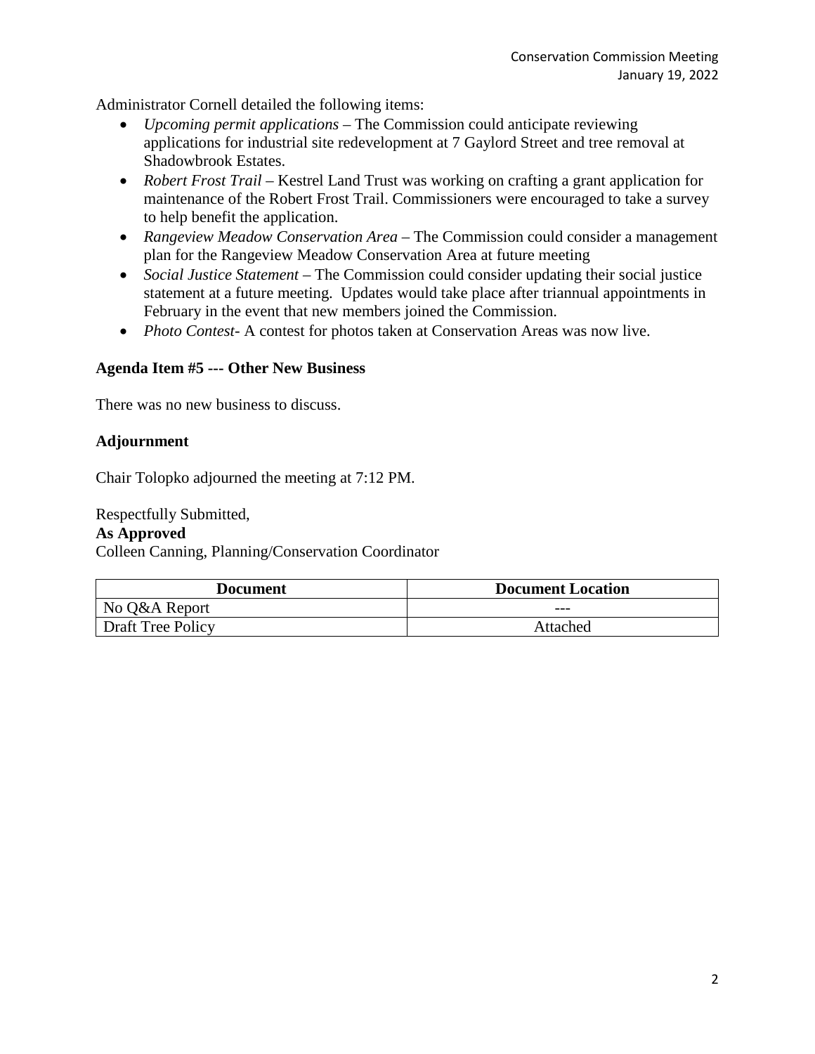Administrator Cornell detailed the following items:

- *Upcoming permit applications* – The Commission could anticipate reviewing applications for industrial site redevelopment at 7 Gaylord Street and tree removal at Shadowbrook Estates.
- *Robert Frost Trail* – Kestrel Land Trust was working on crafting a grant application for maintenance of the Robert Frost Trail. Commissioners were encouraged to take a survey to help benefit the application.
- *Rangeview Meadow Conservation Area* – The Commission could consider a management plan for the Rangeview Meadow Conservation Area at future meeting
- *Social Justice Statement* – The Commission could consider updating their social justice statement at a future meeting. Updates would take place after triannual appointments in February in the event that new members joined the Commission.
- *Photo Contest*- A contest for photos taken at Conservation Areas was now live.

**Agenda Item #5 --- Other New Business**

There was no new business to discuss.

**Adjournment**

Chair Tolopko adjourned the meeting at 7:12 PM.

Respectfully Submitted,
**As Approved**
Colleen Canning, Planning/Conservation Coordinator

| Document | Document Location |
| --- | --- |
| No Q&A Report | --- |
| Draft Tree Policy | Attached |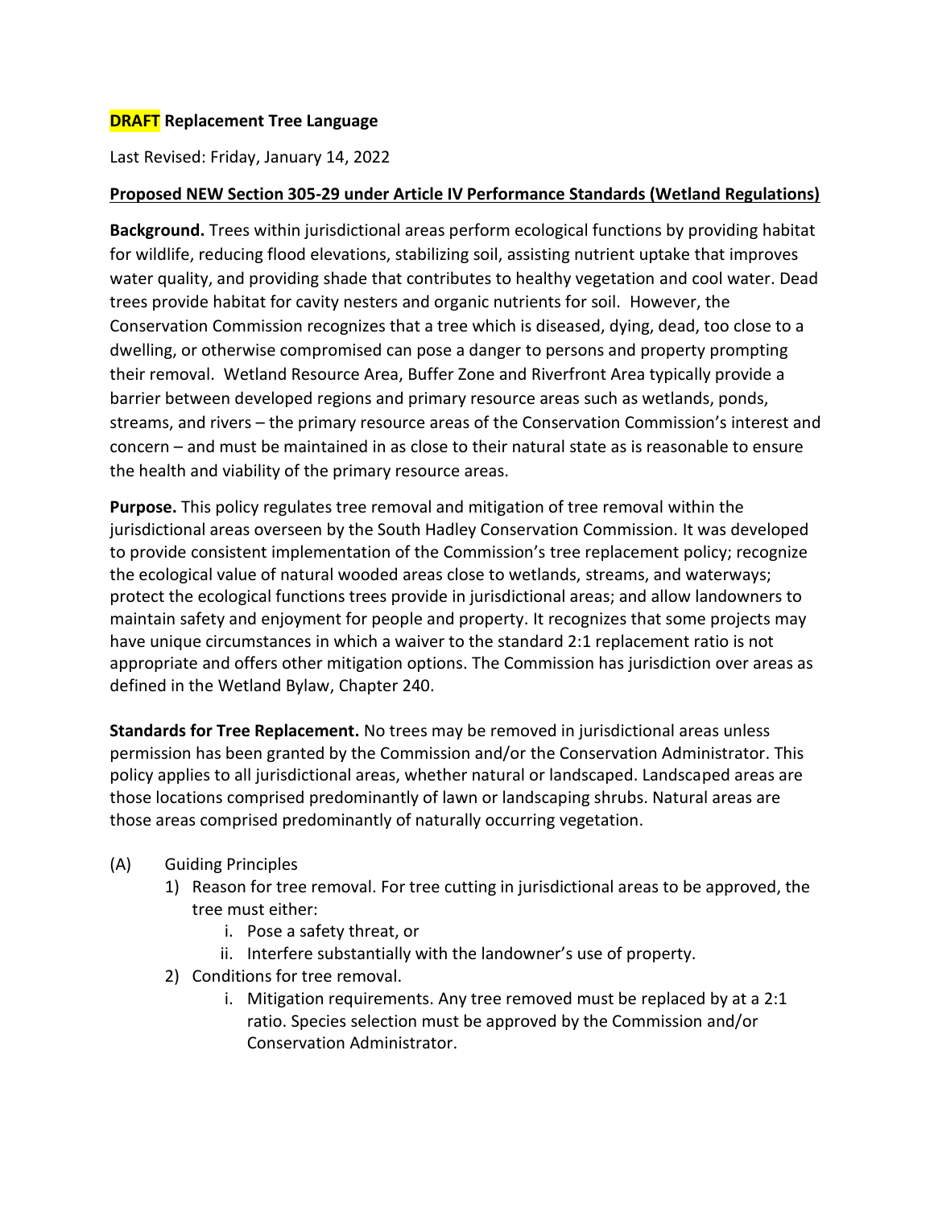**DRAFT Replacement Tree Language**

Last Revised: Friday, January 14, 2022

**Proposed NEW Section 305-29 under Article IV Performance Standards (Wetland Regulations)**

**Background.** Trees within jurisdictional areas perform ecological functions by providing habitat for wildlife, reducing flood elevations, stabilizing soil, assisting nutrient uptake that improves water quality, and providing shade that contributes to healthy vegetation and cool water. Dead trees provide habitat for cavity nesters and organic nutrients for soil. However, the Conservation Commission recognizes that a tree which is diseased, dying, dead, too close to a dwelling, or otherwise compromised can pose a danger to persons and property prompting their removal. Wetland Resource Area, Buffer Zone and Riverfront Area typically provide a barrier between developed regions and primary resource areas such as wetlands, ponds, streams, and rivers – the primary resource areas of the Conservation Commission's interest and concern – and must be maintained in as close to their natural state as is reasonable to ensure the health and viability of the primary resource areas.

**Purpose.** This policy regulates tree removal and mitigation of tree removal within the jurisdictional areas overseen by the South Hadley Conservation Commission. It was developed to provide consistent implementation of the Commission's tree replacement policy; recognize the ecological value of natural wooded areas close to wetlands, streams, and waterways; protect the ecological functions trees provide in jurisdictional areas; and allow landowners to maintain safety and enjoyment for people and property. It recognizes that some projects may have unique circumstances in which a waiver to the standard 2:1 replacement ratio is not appropriate and offers other mitigation options. The Commission has jurisdiction over areas as defined in the Wetland Bylaw, Chapter 240.

**Standards for Tree Replacement.** No trees may be removed in jurisdictional areas unless permission has been granted by the Commission and/or the Conservation Administrator. This policy applies to all jurisdictional areas, whether natural or landscaped. Landscaped areas are those locations comprised predominantly of lawn or landscaping shrubs. Natural areas are those areas comprised predominantly of naturally occurring vegetation.

(A) Guiding Principles

1) Reason for tree removal. For tree cutting in jurisdictional areas to be approved, the tree must either:
   - i. Pose a safety threat, or
   - ii. Interfere substantially with the landowner's use of property.
2) Conditions for tree removal.
   - i. Mitigation requirements. Any tree removed must be replaced by at a 2:1 ratio. Species selection must be approved by the Commission and/or Conservation Administrator.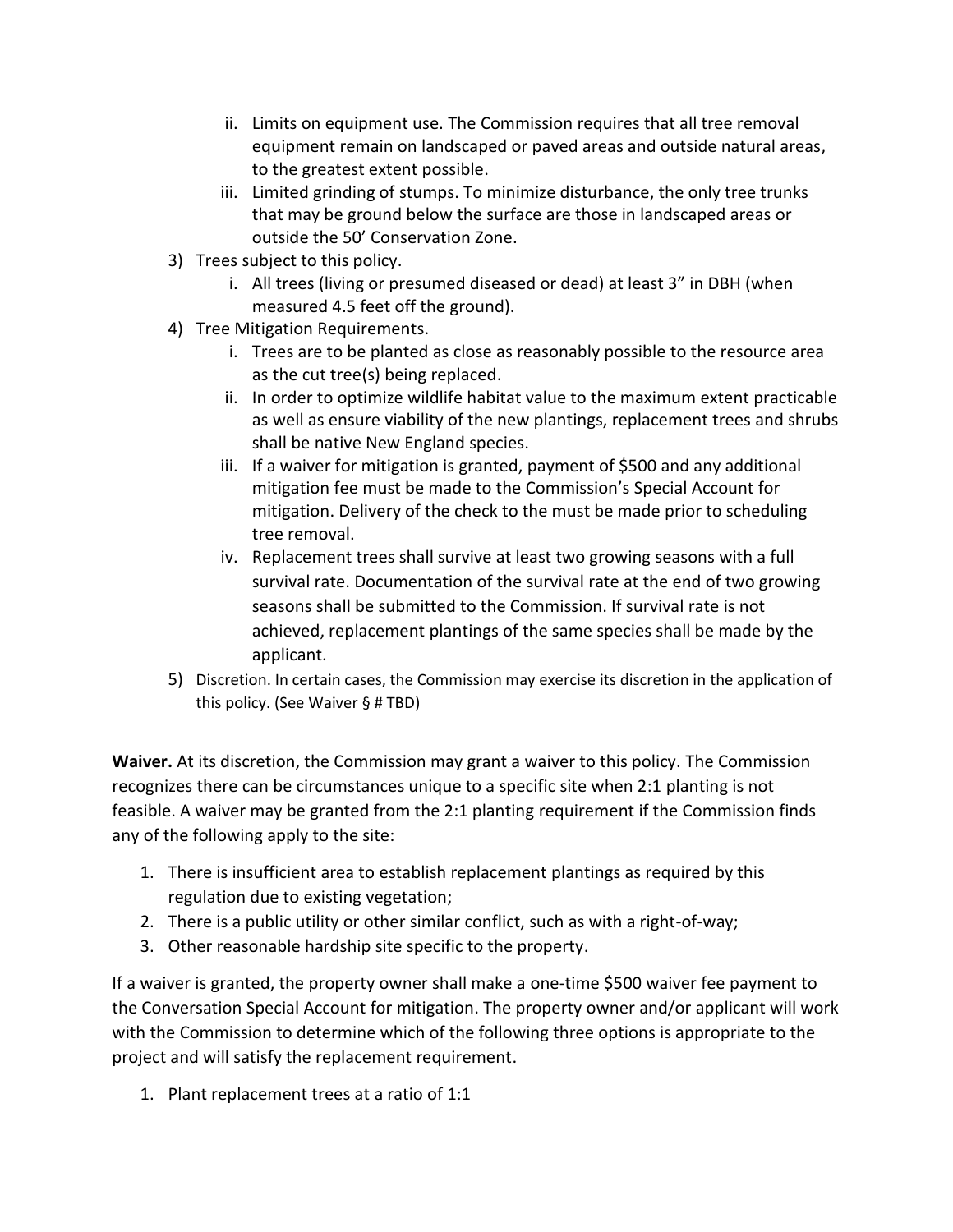ii. Limits on equipment use. The Commission requires that all tree removal equipment remain on landscaped or paved areas and outside natural areas, to the greatest extent possible.
   iii. Limited grinding of stumps. To minimize disturbance, the only tree trunks that may be ground below the surface are those in landscaped areas or outside the 50' Conservation Zone.

3) Trees subject to this policy.
   i. All trees (living or presumed diseased or dead) at least 3" in DBH (when measured 4.5 feet off the ground).
4) Tree Mitigation Requirements.
   i. Trees are to be planted as close as reasonably possible to the resource area as the cut tree(s) being replaced.
   ii. In order to optimize wildlife habitat value to the maximum extent practicable as well as ensure viability of the new plantings, replacement trees and shrubs shall be native New England species.
   iii. If a waiver for mitigation is granted, payment of $500 and any additional mitigation fee must be made to the Commission's Special Account for mitigation. Delivery of the check to the must be made prior to scheduling tree removal.
   iv. Replacement trees shall survive at least two growing seasons with a full survival rate. Documentation of the survival rate at the end of two growing seasons shall be submitted to the Commission. If survival rate is not achieved, replacement plantings of the same species shall be made by the applicant.
5) Discretion. In certain cases, the Commission may exercise its discretion in the application of this policy. (See Waiver § # TBD)

**Waiver.** At its discretion, the Commission may grant a waiver to this policy. The Commission recognizes there can be circumstances unique to a specific site when 2:1 planting is not feasible. A waiver may be granted from the 2:1 planting requirement if the Commission finds any of the following apply to the site:

1. There is insufficient area to establish replacement plantings as required by this regulation due to existing vegetation;
2. There is a public utility or other similar conflict, such as with a right-of-way;
3. Other reasonable hardship site specific to the property.

If a waiver is granted, the property owner shall make a one-time $500 waiver fee payment to the Conversation Special Account for mitigation. The property owner and/or applicant will work with the Commission to determine which of the following three options is appropriate to the project and will satisfy the replacement requirement.

1. Plant replacement trees at a ratio of 1:1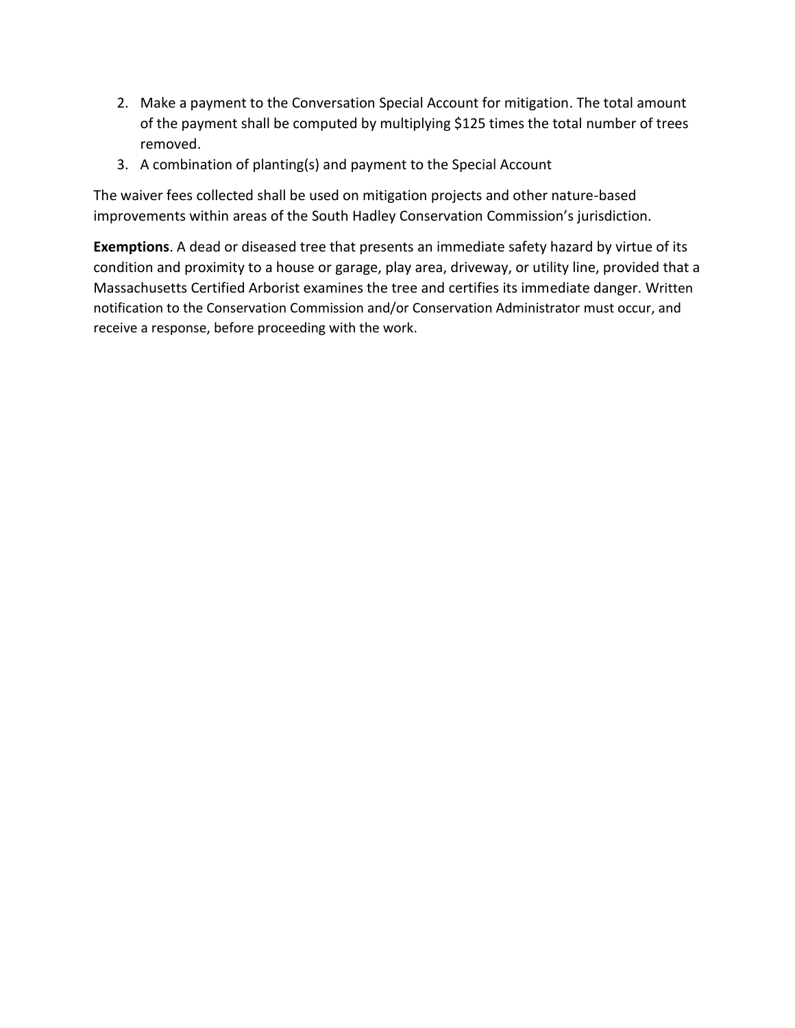2. Make a payment to the Conversation Special Account for mitigation. The total amount of the payment shall be computed by multiplying $125 times the total number of trees removed.
3. A combination of planting(s) and payment to the Special Account

The waiver fees collected shall be used on mitigation projects and other nature-based improvements within areas of the South Hadley Conservation Commission's jurisdiction.

**Exemptions**. A dead or diseased tree that presents an immediate safety hazard by virtue of its condition and proximity to a house or garage, play area, driveway, or utility line, provided that a Massachusetts Certified Arborist examines the tree and certifies its immediate danger. Written notification to the Conservation Commission and/or Conservation Administrator must occur, and receive a response, before proceeding with the work.